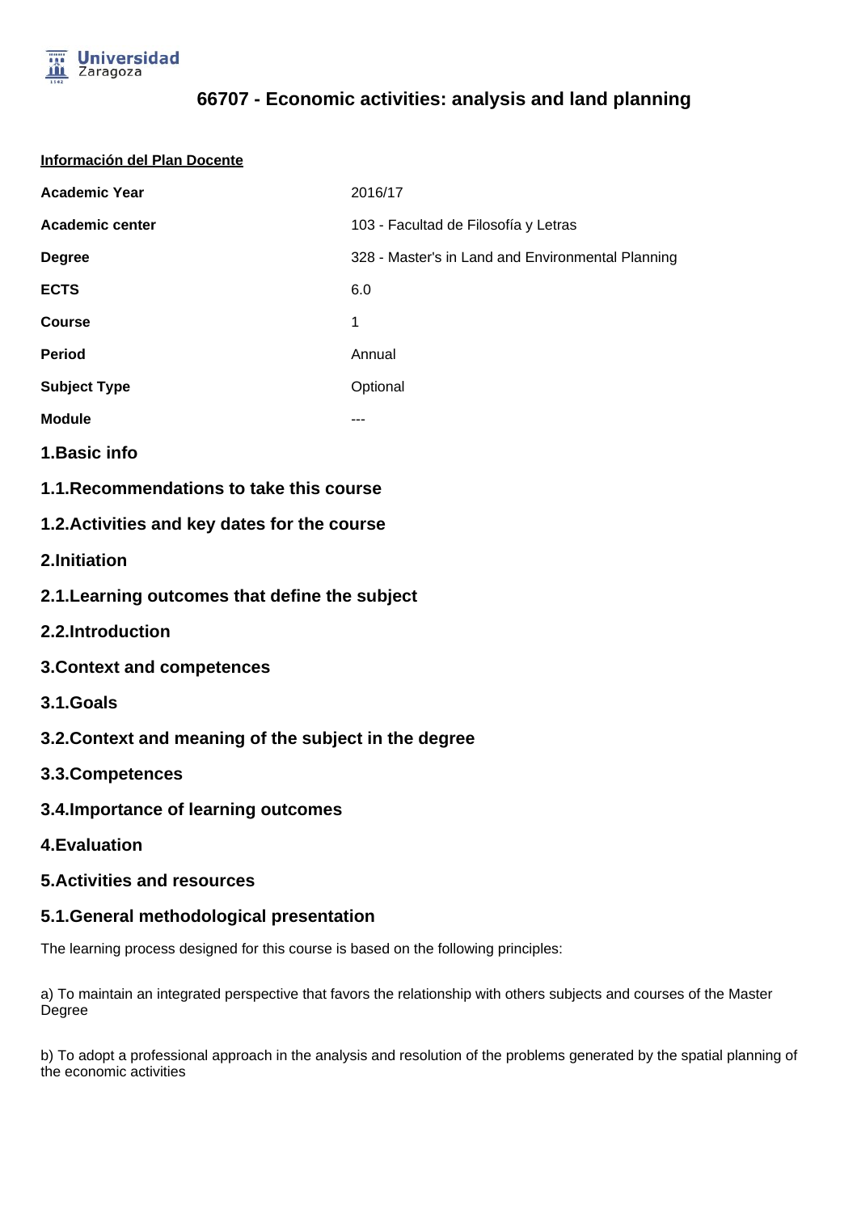Universidad Zaragoza

# 66707 - Economic activities: analysis and land planning

**Información del Plan Docente**

| | |
|---|---|
| **Academic Year** | 2016/17 |
| **Academic center** | 103 - Facultad de Filosofía y Letras |
| **Degree** | 328 - Master's in Land and Environmental Planning |
| **ECTS** | 6.0 |
| **Course** | 1 |
| **Period** | Annual |
| **Subject Type** | Optional |
| **Module** | --- |

## 1.Basic info

### 1.1.Recommendations to take this course

### 1.2.Activities and key dates for the course

## 2.Initiation

### 2.1.Learning outcomes that define the subject

### 2.2.Introduction

## 3.Context and competences

### 3.1.Goals

### 3.2.Context and meaning of the subject in the degree

### 3.3.Competences

### 3.4.Importance of learning outcomes

## 4.Evaluation

## 5.Activities and resources

### 5.1.General methodological presentation

The learning process designed for this course is based on the following principles:

a) To maintain an integrated perspective that favors the relationship with others subjects and courses of the Master Degree

b) To adopt a professional approach in the analysis and resolution of the problems generated by the spatial planning of the economic activities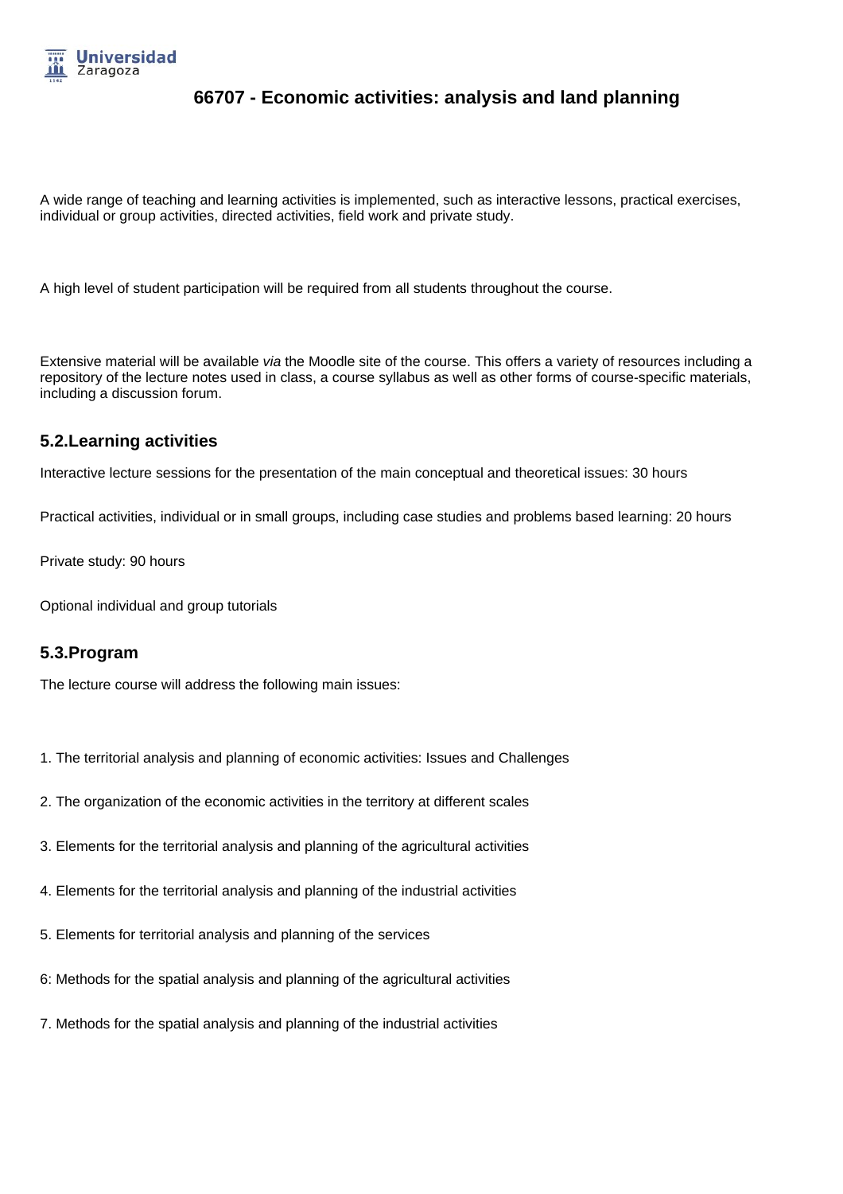# 66707 - Economic activities: analysis and land planning

A wide range of teaching and learning activities is implemented, such as interactive lessons, practical exercises, individual or group activities, directed activities, field work and private study.

A high level of student participation will be required from all students throughout the course.

Extensive material will be available *via* the Moodle site of the course. This offers a variety of resources including a repository of the lecture notes used in class, a course syllabus as well as other forms of course-specific materials, including a discussion forum.

## 5.2.Learning activities

Interactive lecture sessions for the presentation of the main conceptual and theoretical issues: 30 hours

Practical activities, individual or in small groups, including case studies and problems based learning: 20 hours

Private study: 90 hours

Optional individual and group tutorials

## 5.3.Program

The lecture course will address the following main issues:

1. The territorial analysis and planning of economic activities: Issues and Challenges

2. The organization of the economic activities in the territory at different scales

3. Elements for the territorial analysis and planning of the agricultural activities

4. Elements for the territorial analysis and planning of the industrial activities

5. Elements for territorial analysis and planning of the services

6: Methods for the spatial analysis and planning of the agricultural activities

7. Methods for the spatial analysis and planning of the industrial activities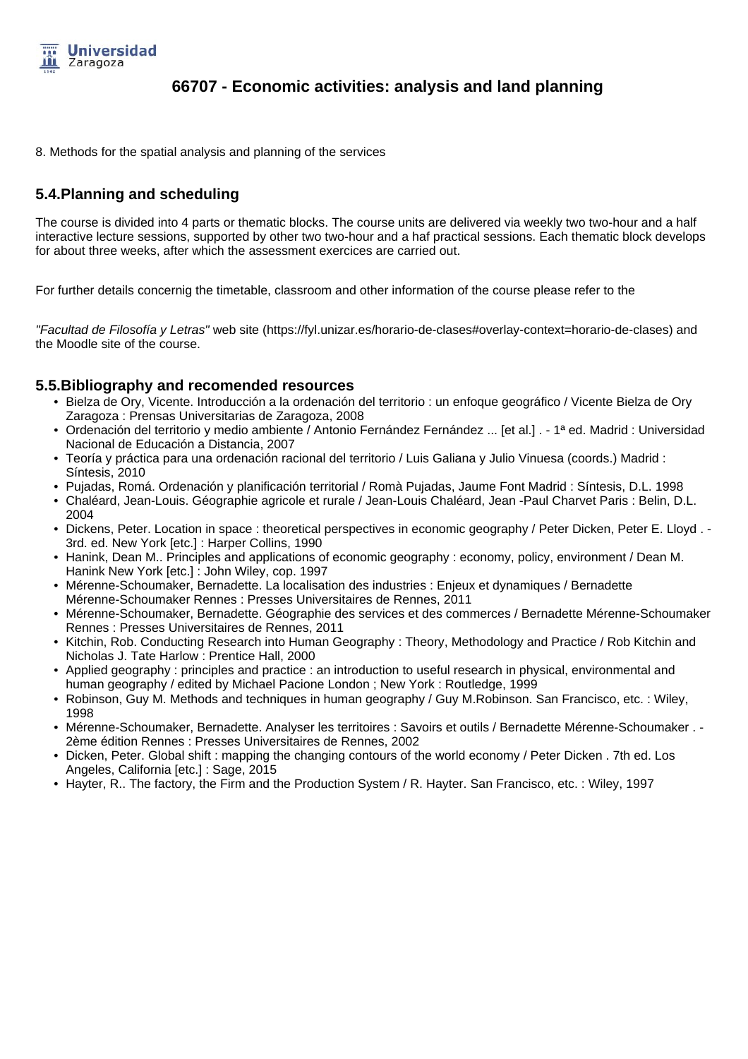8. Methods for the spatial analysis and planning of the services

## 5.4.Planning and scheduling

The course is divided into 4 parts or thematic blocks. The course units are delivered via weekly two two-hour and a half interactive lecture sessions, supported by other two two-hour and a haf practical sessions. Each thematic block develops for about three weeks, after which the assessment exercices are carried out.

For further details concernig the timetable, classroom and other information of the course please refer to the

*"Facultad de Filosofía y Letras"* web site (https://fyl.unizar.es/horario-de-clases#overlay-context=horario-de-clases) and the Moodle site of the course.

## 5.5.Bibliography and recomended resources

- Bielza de Ory, Vicente. Introducción a la ordenación del territorio : un enfoque geográfico / Vicente Bielza de Ory Zaragoza : Prensas Universitarias de Zaragoza, 2008
- Ordenación del territorio y medio ambiente / Antonio Fernández Fernández ... [et al.] . - 1ª ed. Madrid : Universidad Nacional de Educación a Distancia, 2007
- Teoría y práctica para una ordenación racional del territorio / Luis Galiana y Julio Vinuesa (coords.) Madrid : Síntesis, 2010
- Pujadas, Romá. Ordenación y planificación territorial / Romà Pujadas, Jaume Font Madrid : Síntesis, D.L. 1998
- Chaléard, Jean-Louis. Géographie agricole et rurale / Jean-Louis Chaléard, Jean -Paul Charvet Paris : Belin, D.L. 2004
- Dickens, Peter. Location in space : theoretical perspectives in economic geography / Peter Dicken, Peter E. Lloyd . - 3rd. ed. New York [etc.] : Harper Collins, 1990
- Hanink, Dean M.. Principles and applications of economic geography : economy, policy, environment / Dean M. Hanink New York [etc.] : John Wiley, cop. 1997
- Mérenne-Schoumaker, Bernadette. La localisation des industries : Enjeux et dynamiques / Bernadette Mérenne-Schoumaker Rennes : Presses Universitaires de Rennes, 2011
- Mérenne-Schoumaker, Bernadette. Géographie des services et des commerces / Bernadette Mérenne-Schoumaker Rennes : Presses Universitaires de Rennes, 2011
- Kitchin, Rob. Conducting Research into Human Geography : Theory, Methodology and Practice / Rob Kitchin and Nicholas J. Tate Harlow : Prentice Hall, 2000
- Applied geography : principles and practice : an introduction to useful research in physical, environmental and human geography / edited by Michael Pacione London ; New York : Routledge, 1999
- Robinson, Guy M. Methods and techniques in human geography / Guy M.Robinson. San Francisco, etc. : Wiley, 1998
- Mérenne-Schoumaker, Bernadette. Analyser les territoires : Savoirs et outils / Bernadette Mérenne-Schoumaker . - 2ème édition Rennes : Presses Universitaires de Rennes, 2002
- Dicken, Peter. Global shift : mapping the changing contours of the world economy / Peter Dicken . 7th ed. Los Angeles, California [etc.] : Sage, 2015
- Hayter, R.. The factory, the Firm and the Production System / R. Hayter. San Francisco, etc. : Wiley, 1997